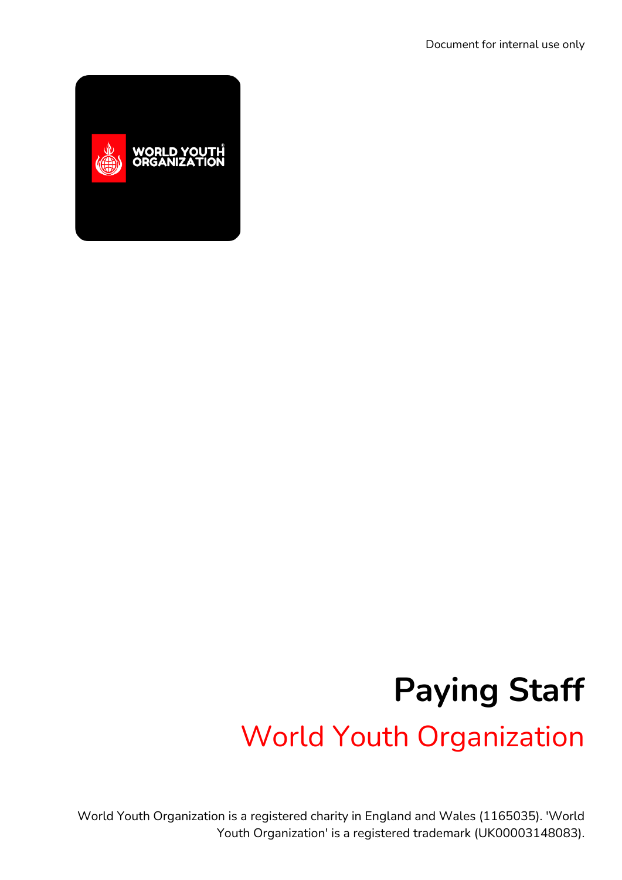Document for internal use only

# Paying Staff

## World Youth Organization

World Youth Organization is a registered charity in England and Wales (1165035). 'World Youth Organization' is a registered trademark (UK00003148083).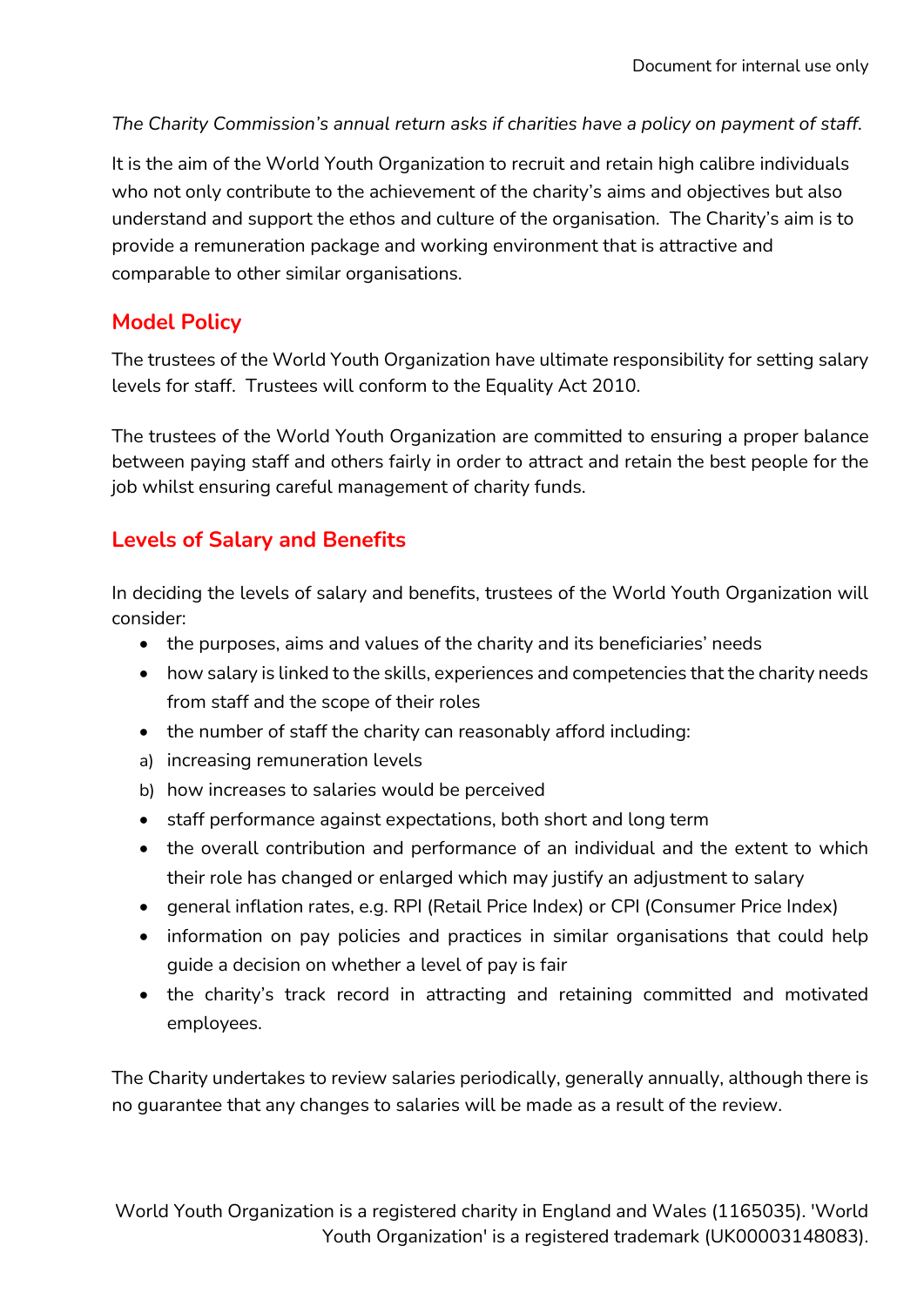*The Charity Commission's annual return asks if charities have a policy on payment of staff.*

It is the aim of the World Youth Organization to recruit and retain high calibre individuals who not only contribute to the achievement of the charity's aims and objectives but also understand and support the ethos and culture of the organisation. The Charity's aim is to provide a remuneration package and working environment that is attractive and comparable to other similar organisations.

## Model Policy

The trustees of the World Youth Organization have ultimate responsibility for setting salary levels for staff. Trustees will conform to the Equality Act 2010.

The trustees of the World Youth Organization are committed to ensuring a proper balance between paying staff and others fairly in order to attract and retain the best people for the job whilst ensuring careful management of charity funds.

## Levels of Salary and Benefits

In deciding the levels of salary and benefits, trustees of the World Youth Organization will consider:

- the purposes, aims and values of the charity and its beneficiaries' needs
- how salary is linked to the skills, experiences and competencies that the charity needs from staff and the scope of their roles
- the number of staff the charity can reasonably afford including:

a) increasing remuneration levels

b) how increases to salaries would be perceived

- staff performance against expectations, both short and long term
- the overall contribution and performance of an individual and the extent to which their role has changed or enlarged which may justify an adjustment to salary
- general inflation rates, e.g. RPI (Retail Price Index) or CPI (Consumer Price Index)
- information on pay policies and practices in similar organisations that could help guide a decision on whether a level of pay is fair
- the charity's track record in attracting and retaining committed and motivated employees.

The Charity undertakes to review salaries periodically, generally annually, although there is no guarantee that any changes to salaries will be made as a result of the review.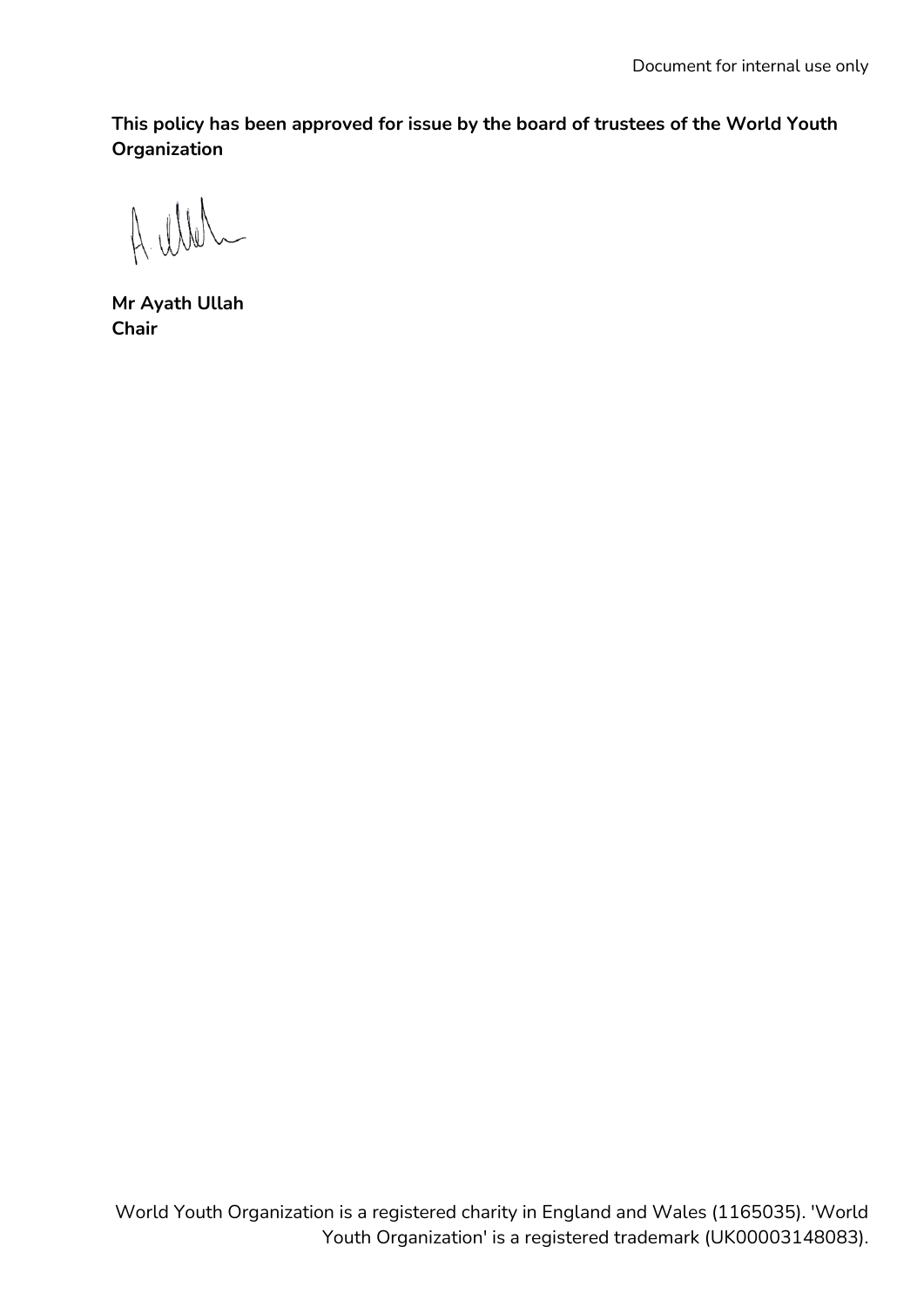**This policy has been approved for issue by the board of trustees of the World Youth Organization**

**Mr Ayath Ullah**
**Chair**

World Youth Organization is a registered charity in England and Wales (1165035). 'World Youth Organization' is a registered trademark (UK00003148083).